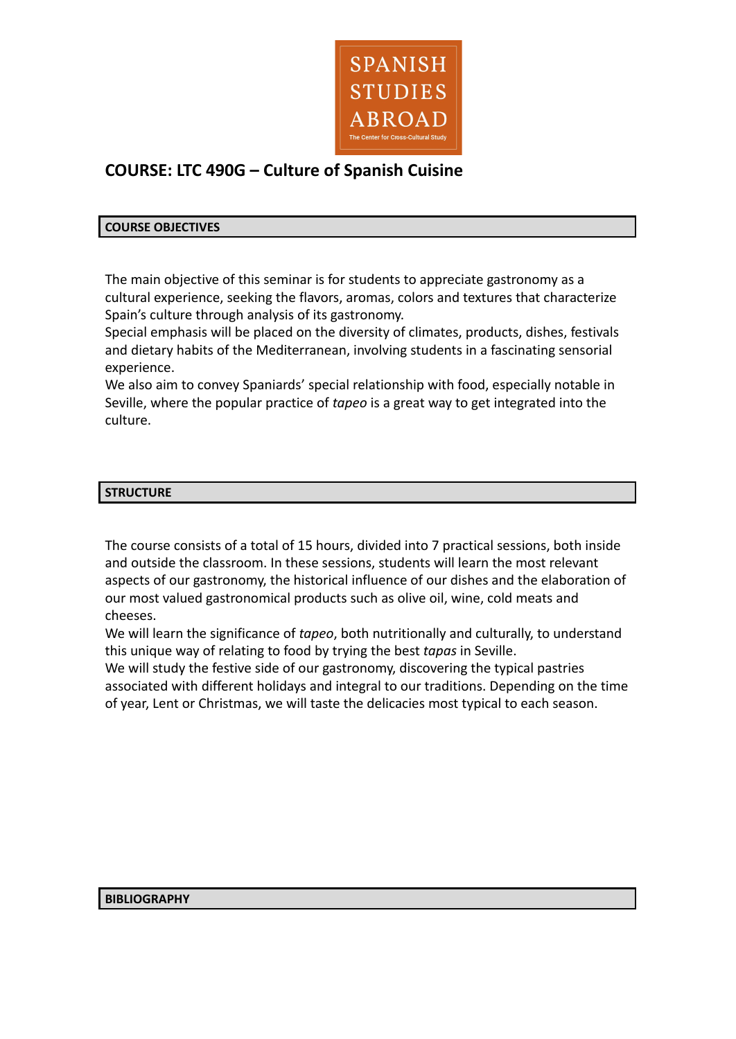SPANISH STUDIES ABROAD

The Center for Cross-Cultural Study

# COURSE: LTC 490G – Culture of Spanish Cuisine

## COURSE OBJECTIVES

The main objective of this seminar is for students to appreciate gastronomy as a cultural experience, seeking the flavors, aromas, colors and textures that characterize Spain's culture through analysis of its gastronomy.
Special emphasis will be placed on the diversity of climates, products, dishes, festivals and dietary habits of the Mediterranean, involving students in a fascinating sensorial experience.
We also aim to convey Spaniards' special relationship with food, especially notable in Seville, where the popular practice of *tapeo* is a great way to get integrated into the culture.

## STRUCTURE

The course consists of a total of 15 hours, divided into 7 practical sessions, both inside and outside the classroom. In these sessions, students will learn the most relevant aspects of our gastronomy, the historical influence of our dishes and the elaboration of our most valued gastronomical products such as olive oil, wine, cold meats and cheeses.
We will learn the significance of *tapeo*, both nutritionally and culturally, to understand this unique way of relating to food by trying the best *tapas* in Seville.
We will study the festive side of our gastronomy, discovering the typical pastries associated with different holidays and integral to our traditions. Depending on the time of year, Lent or Christmas, we will taste the delicacies most typical to each season.

## BIBLIOGRAPHY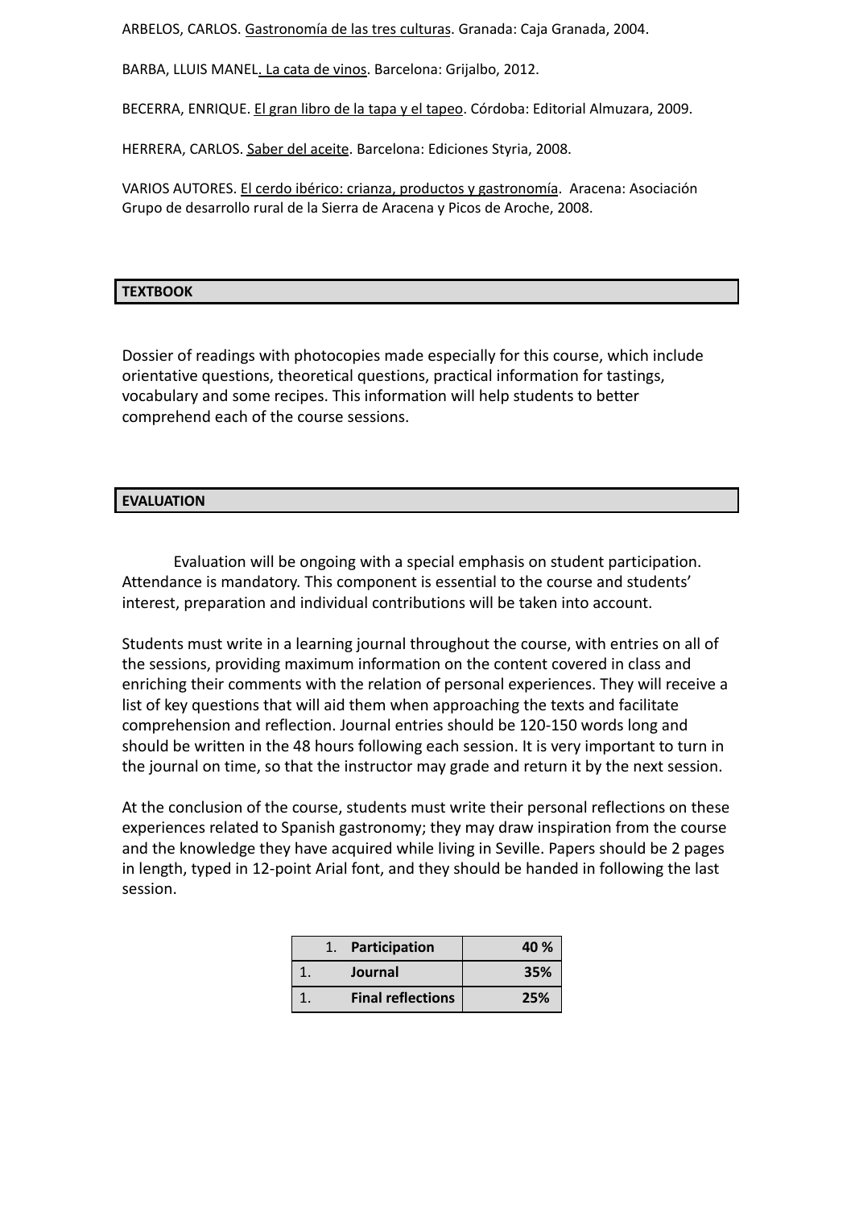ARBELOS, CARLOS. Gastronomía de las tres culturas. Granada: Caja Granada, 2004.

BARBA, LLUIS MANEL. La cata de vinos. Barcelona: Grijalbo, 2012.

BECERRA, ENRIQUE. El gran libro de la tapa y el tapeo. Córdoba: Editorial Almuzara, 2009.

HERRERA, CARLOS. Saber del aceite. Barcelona: Ediciones Styria, 2008.

VARIOS AUTORES. El cerdo ibérico: crianza, productos y gastronomía. Aracena: Asociación Grupo de desarrollo rural de la Sierra de Aracena y Picos de Aroche, 2008.

## TEXTBOOK

Dossier of readings with photocopies made especially for this course, which include orientative questions, theoretical questions, practical information for tastings, vocabulary and some recipes. This information will help students to better comprehend each of the course sessions.

## EVALUATION

Evaluation will be ongoing with a special emphasis on student participation. Attendance is mandatory. This component is essential to the course and students' interest, preparation and individual contributions will be taken into account.

Students must write in a learning journal throughout the course, with entries on all of the sessions, providing maximum information on the content covered in class and enriching their comments with the relation of personal experiences. They will receive a list of key questions that will aid them when approaching the texts and facilitate comprehension and reflection. Journal entries should be 120-150 words long and should be written in the 48 hours following each session. It is very important to turn in the journal on time, so that the instructor may grade and return it by the next session.

At the conclusion of the course, students must write their personal reflections on these experiences related to Spanish gastronomy; they may draw inspiration from the course and the knowledge they have acquired while living in Seville. Papers should be 2 pages in length, typed in 12-point Arial font, and they should be handed in following the last session.

| | | |
|---|---|---|
| 1. | **Participation** | **40 %** |
| 1. | **Journal** | **35%** |
| 1. | **Final reflections** | **25%** |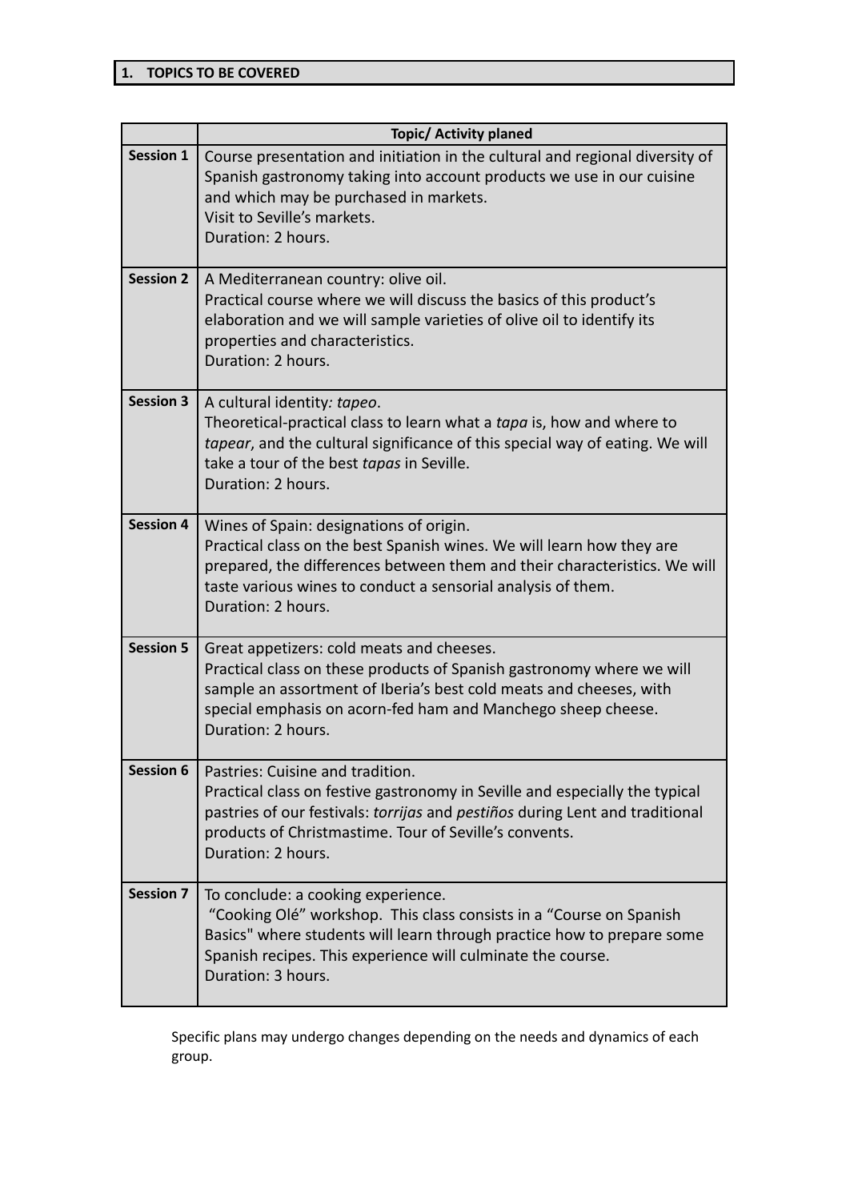## 1. TOPICS TO BE COVERED

| | Topic/ Activity planed |
|---|---|
| **Session 1** | Course presentation and initiation in the cultural and regional diversity of Spanish gastronomy taking into account products we use in our cuisine and which may be purchased in markets.<br>Visit to Seville's markets.<br>Duration: 2 hours. |
| **Session 2** | A Mediterranean country: olive oil.<br>Practical course where we will discuss the basics of this product's elaboration and we will sample varieties of olive oil to identify its properties and characteristics.<br>Duration: 2 hours. |
| **Session 3** | A cultural identity*: tapeo*.<br>Theoretical-practical class to learn what a *tapa* is, how and where to *tapear*, and the cultural significance of this special way of eating. We will take a tour of the best *tapas* in Seville.<br>Duration: 2 hours. |
| **Session 4** | Wines of Spain: designations of origin.<br>Practical class on the best Spanish wines. We will learn how they are prepared, the differences between them and their characteristics. We will taste various wines to conduct a sensorial analysis of them.<br>Duration: 2 hours. |
| **Session 5** | Great appetizers: cold meats and cheeses.<br>Practical class on these products of Spanish gastronomy where we will sample an assortment of Iberia's best cold meats and cheeses, with special emphasis on acorn-fed ham and Manchego sheep cheese.<br>Duration: 2 hours. |
| **Session 6** | Pastries: Cuisine and tradition.<br>Practical class on festive gastronomy in Seville and especially the typical pastries of our festivals: *torrijas* and *pestiños* during Lent and traditional products of Christmastime. Tour of Seville's convents.<br>Duration: 2 hours. |
| **Session 7** | To conclude: a cooking experience.<br>"Cooking Olé" workshop. This class consists in a "Course on Spanish Basics" where students will learn through practice how to prepare some Spanish recipes. This experience will culminate the course.<br>Duration: 3 hours. |

Specific plans may undergo changes depending on the needs and dynamics of each group.